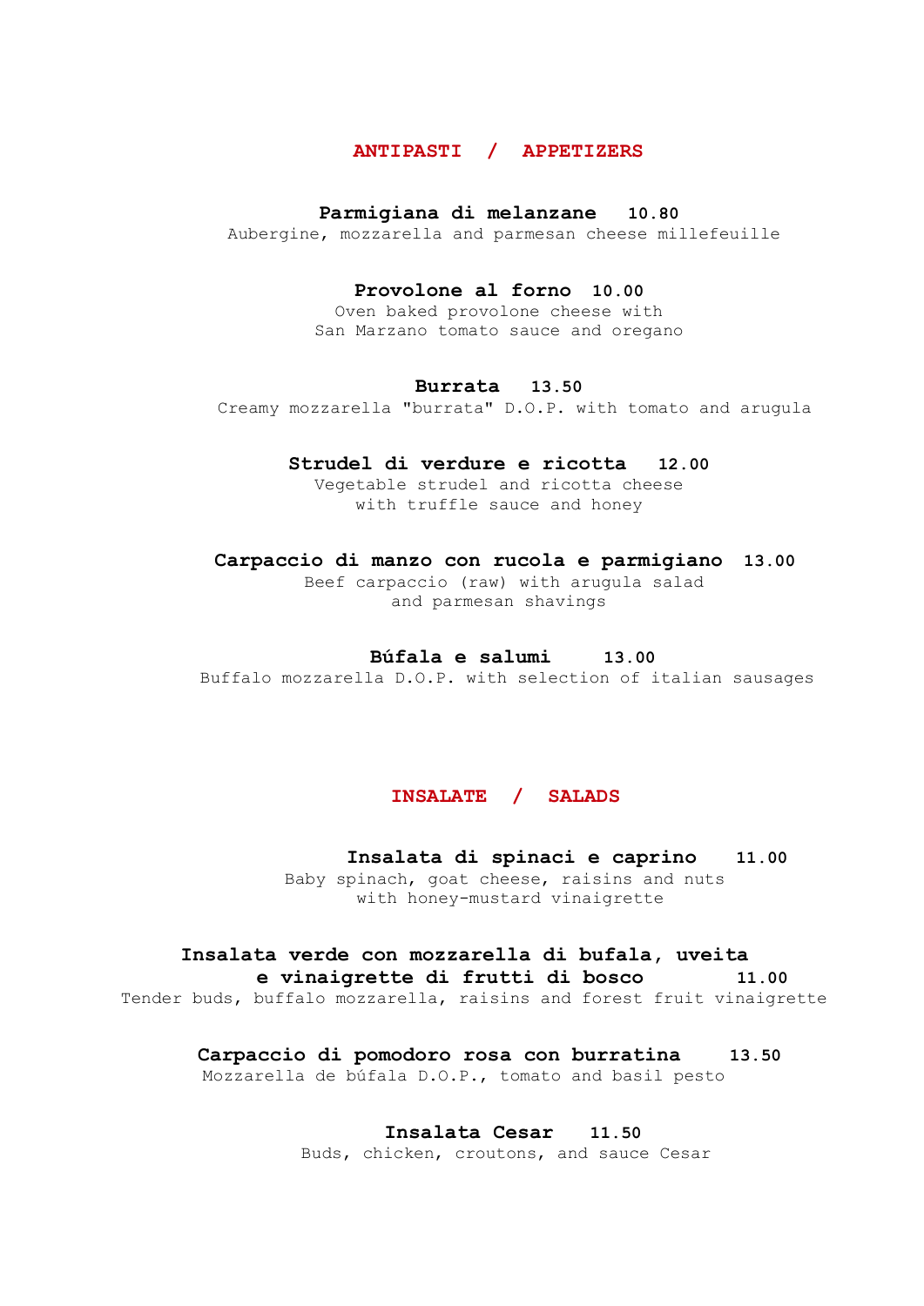## ANTIPASTI / APPETIZERS

**Parmigiana di melanzane** **10.80**
Aubergine, mozzarella and parmesan cheese millefeuille

**Provolone al forno** **10.00**
Oven baked provolone cheese with
San Marzano tomato sauce and oregano

**Burrata** **13.50**
Creamy mozzarella "burrata" D.O.P. with tomato and arugula

**Strudel di verdure e ricotta** **12.00**
Vegetable strudel and ricotta cheese
with truffle sauce and honey

**Carpaccio di manzo con rucola e parmigiano** **13.00**
Beef carpaccio (raw) with arugula salad
and parmesan shavings

**Búfala e salumi** **13.00**
Buffalo mozzarella D.O.P. with selection of italian sausages

## INSALATE / SALADS

**Insalata di spinaci e caprino** **11.00**
Baby spinach, goat cheese, raisins and nuts
with honey-mustard vinaigrette

**Insalata verde con mozzarella di bufala, uveita e vinaigrette di frutti di bosco** **11.00**
Tender buds, buffalo mozzarella, raisins and forest fruit vinaigrette

**Carpaccio di pomodoro rosa con burratina** **13.50**
Mozzarella de búfala D.O.P., tomato and basil pesto

**Insalata Cesar** **11.50**
Buds, chicken, croutons, and sauce Cesar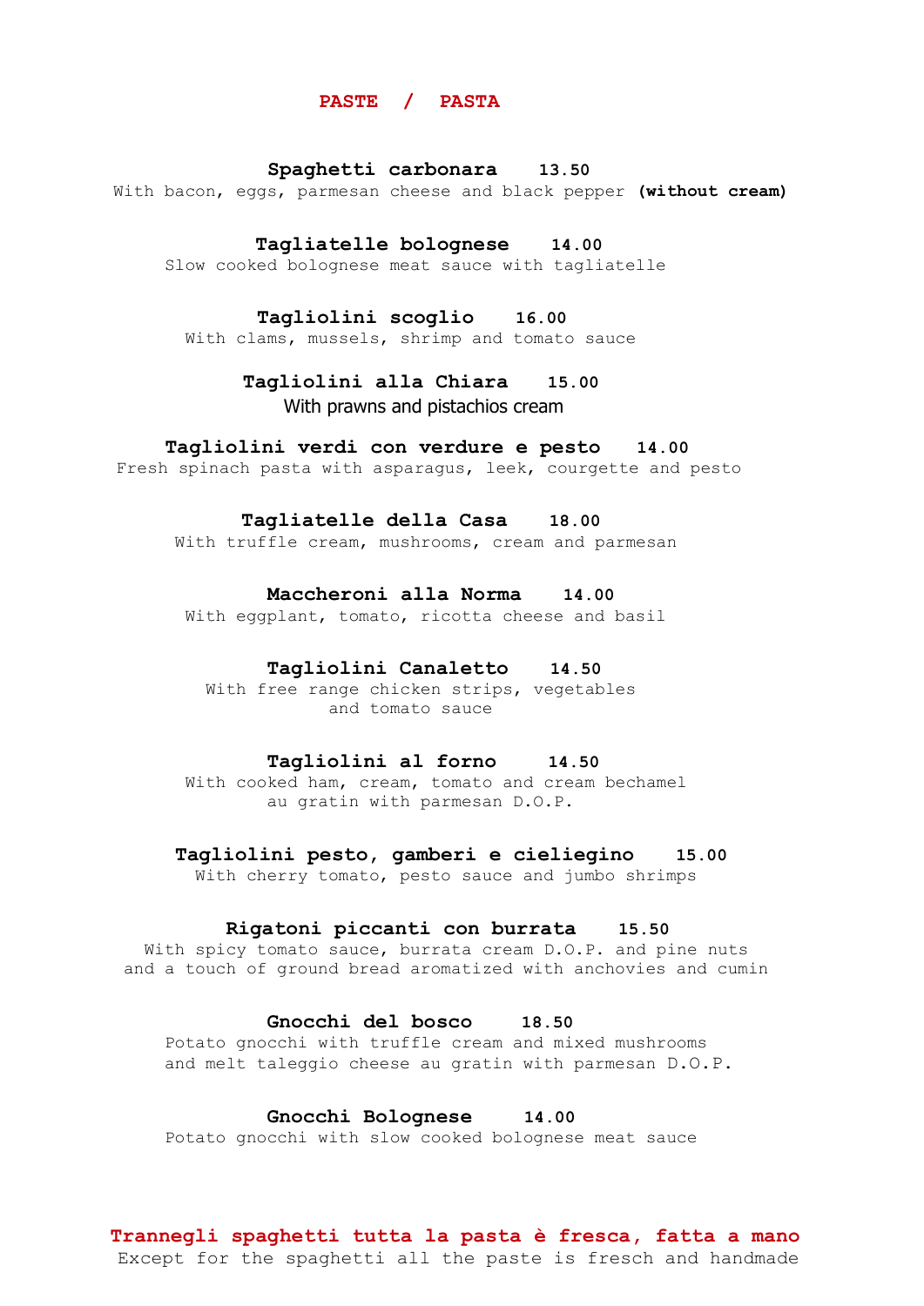# PASTE / PASTA

**Spaghetti carbonara** **13.50**
With bacon, eggs, parmesan cheese and black pepper **(without cream)**

**Tagliatelle bolognese** **14.00**
Slow cooked bolognese meat sauce with tagliatelle

**Tagliolini scoglio** **16.00**
With clams, mussels, shrimp and tomato sauce

**Tagliolini alla Chiara** **15.00**
With prawns and pistachios cream

**Tagliolini verdi con verdure e pesto** **14.00**
Fresh spinach pasta with asparagus, leek, courgette and pesto

**Tagliatelle della Casa** **18.00**
With truffle cream, mushrooms, cream and parmesan

**Maccheroni alla Norma** **14.00**
With eggplant, tomato, ricotta cheese and basil

**Tagliolini Canaletto** **14.50**
With free range chicken strips, vegetables and tomato sauce

**Tagliolini al forno** **14.50**
With cooked ham, cream, tomato and cream bechamel au gratin with parmesan D.O.P.

**Tagliolini pesto, gamberi e cieliegino** **15.00**
With cherry tomato, pesto sauce and jumbo shrimps

**Rigatoni piccanti con burrata** **15.50**
With spicy tomato sauce, burrata cream D.O.P. and pine nuts and a touch of ground bread aromatized with anchovies and cumin

**Gnocchi del bosco** **18.50**
Potato gnocchi with truffle cream and mixed mushrooms and melt taleggio cheese au gratin with parmesan D.O.P.

**Gnocchi Bolognese** **14.00**
Potato gnocchi with slow cooked bolognese meat sauce

**Trannegli spaghetti tutta la pasta è fresca, fatta a mano**
Except for the spaghetti all the paste is fresch and handmade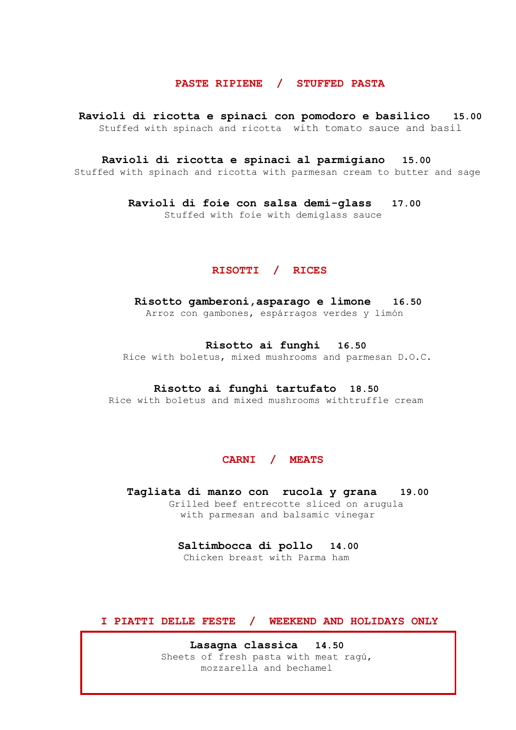## PASTE RIPIENE / STUFFED PASTA

**Ravioli di ricotta e spinaci con pomodoro e basilico** **15.00**
Stuffed with spinach and ricotta with tomato sauce and basil

**Ravioli di ricotta e spinaci al parmigiano** **15.00**
Stuffed with spinach and ricotta with parmesan cream to butter and sage

**Ravioli di foie con salsa demi-glass** **17.00**
Stuffed with foie with demiglass sauce

## RISOTTI / RICES

**Risotto gamberoni,asparago e limone** **16.50**
Arroz con gambones, espárragos verdes y limón

**Risotto ai funghi** **16.50**
Rice with boletus, mixed mushrooms and parmesan D.O.C.

**Risotto ai funghi tartufato** **18.50**
Rice with boletus and mixed mushrooms withtruffle cream

## CARNI / MEATS

**Tagliata di manzo con rucola y grana** **19.00**
Grilled beef entrecotte sliced on arugula
with parmesan and balsamic vinegar

**Saltimbocca di pollo** **14.00**
Chicken breast with Parma ham

## I PIATTI DELLE FESTE / WEEKEND AND HOLIDAYS ONLY

**Lasagna classica** **14.50**
Sheets of fresh pasta with meat ragú,
mozzarella and bechamel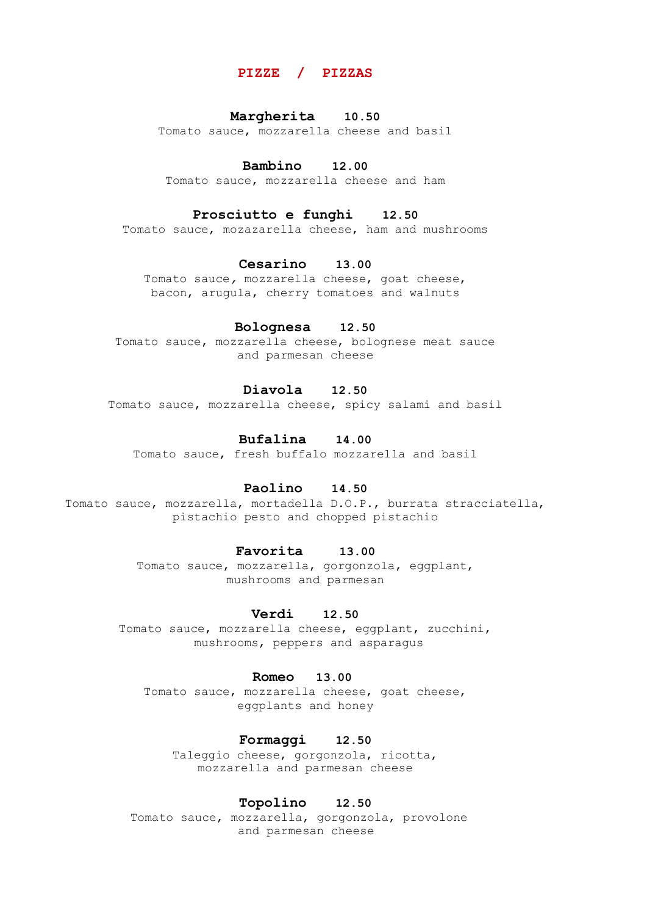# PIZZE / PIZZAS

**Margherita** **10.50**
Tomato sauce, mozzarella cheese and basil

**Bambino** **12.00**
Tomato sauce, mozzarella cheese and ham

**Prosciutto e funghi** **12.50**
Tomato sauce, mozazarella cheese, ham and mushrooms

**Cesarino** **13.00**
Tomato sauce, mozzarella cheese, goat cheese, bacon, arugula, cherry tomatoes and walnuts

**Bolognesa** **12.50**
Tomato sauce, mozzarella cheese, bolognese meat sauce and parmesan cheese

**Diavola** **12.50**
Tomato sauce, mozzarella cheese, spicy salami and basil

**Bufalina** **14.00**
Tomato sauce, fresh buffalo mozzarella and basil

**Paolino** **14.50**
Tomato sauce, mozzarella, mortadella D.O.P., burrata stracciatella, pistachio pesto and chopped pistachio

**Favorita** **13.00**
Tomato sauce, mozzarella, gorgonzola, eggplant, mushrooms and parmesan

**Verdi** **12.50**
Tomato sauce, mozzarella cheese, eggplant, zucchini, mushrooms, peppers and asparagus

**Romeo** **13.00**
Tomato sauce, mozzarella cheese, goat cheese, eggplants and honey

**Formaggi** **12.50**
Taleggio cheese, gorgonzola, ricotta, mozzarella and parmesan cheese

**Topolino** **12.50**
Tomato sauce, mozzarella, gorgonzola, provolone and parmesan cheese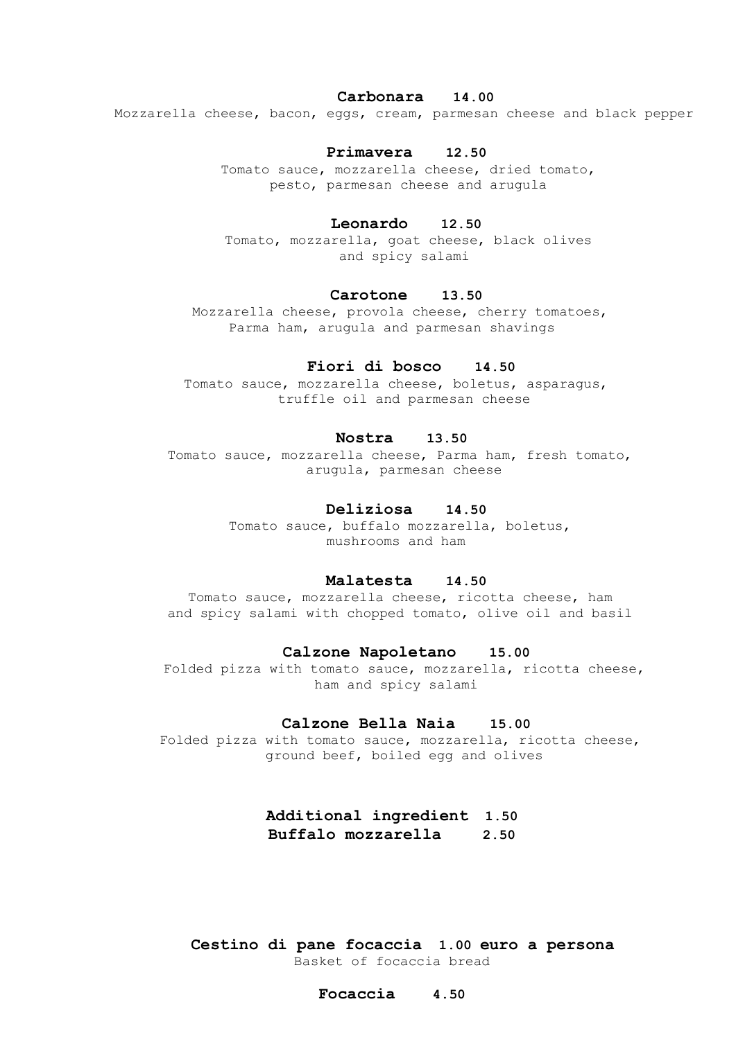**Carbonara 14.00**

Mozzarella cheese, bacon, eggs, cream, parmesan cheese and black pepper

**Primavera 12.50**

Tomato sauce, mozzarella cheese, dried tomato, pesto, parmesan cheese and arugula

**Leonardo 12.50**

Tomato, mozzarella, goat cheese, black olives and spicy salami

**Carotone 13.50**

Mozzarella cheese, provola cheese, cherry tomatoes, Parma ham, arugula and parmesan shavings

**Fiori di bosco 14.50**

Tomato sauce, mozzarella cheese, boletus, asparagus, truffle oil and parmesan cheese

**Nostra 13.50**

Tomato sauce, mozzarella cheese, Parma ham, fresh tomato, arugula, parmesan cheese

**Deliziosa 14.50**

Tomato sauce, buffalo mozzarella, boletus, mushrooms and ham

**Malatesta 14.50**

Tomato sauce, mozzarella cheese, ricotta cheese, ham and spicy salami with chopped tomato, olive oil and basil

**Calzone Napoletano 15.00**

Folded pizza with tomato sauce, mozzarella, ricotta cheese, ham and spicy salami

**Calzone Bella Naia 15.00**

Folded pizza with tomato sauce, mozzarella, ricotta cheese, ground beef, boiled egg and olives

**Additional ingredient 1.50**
**Buffalo mozzarella 2.50**

**Cestino di pane focaccia 1.00 euro a persona**

Basket of focaccia bread

**Focaccia 4.50**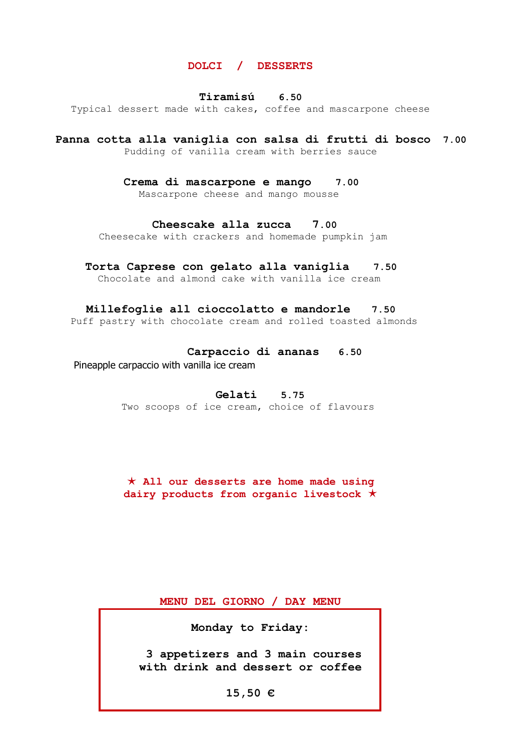# DOLCI / DESSERTS

**Tiramisú** **6.50**
Typical dessert made with cakes, coffee and mascarpone cheese

**Panna cotta alla vaniglia con salsa di frutti di bosco** **7.00**
Pudding of vanilla cream with berries sauce

**Crema di mascarpone e mango** **7.00**
Mascarpone cheese and mango mousse

**Cheescake alla zucca** **7.00**
Cheesecake with crackers and homemade pumpkin jam

**Torta Caprese con gelato alla vaniglia** **7.50**
Chocolate and almond cake with vanilla ice cream

**Millefoglie all cioccolatto e mandorle** **7.50**
Puff pastry with chocolate cream and rolled toasted almonds

**Carpaccio di ananas** **6.50**
Pineapple carpaccio with vanilla ice cream

**Gelati** **5.75**
Two scoops of ice cream, choice of flavours

**★ All our desserts are home made using dairy products from organic livestock ★**

## MENU DEL GIORNO / DAY MENU

**Monday to Friday:**

**3 appetizers and 3 main courses with drink and dessert or coffee**

**15,50 €**